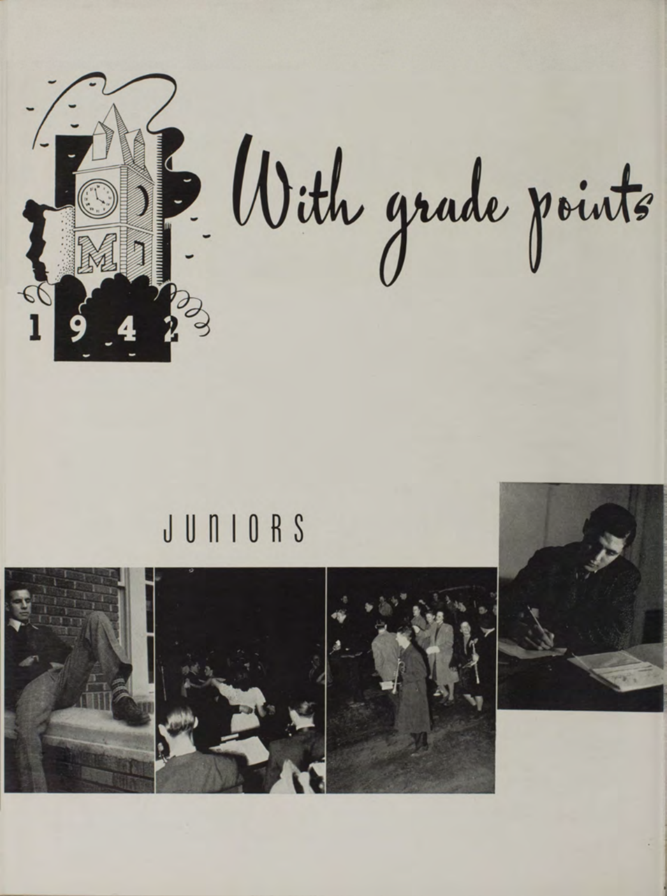# With grade points

## JUNIORS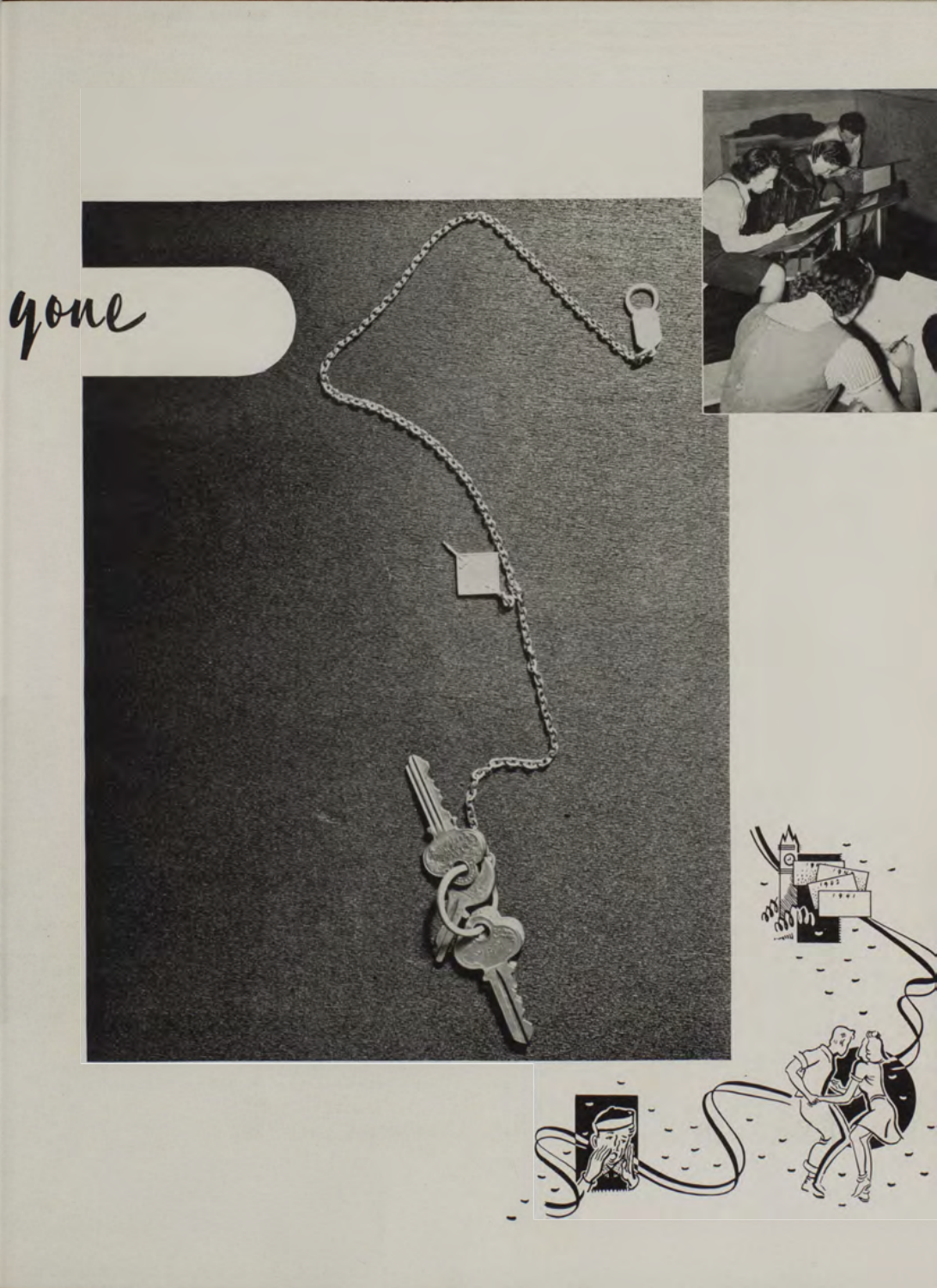gone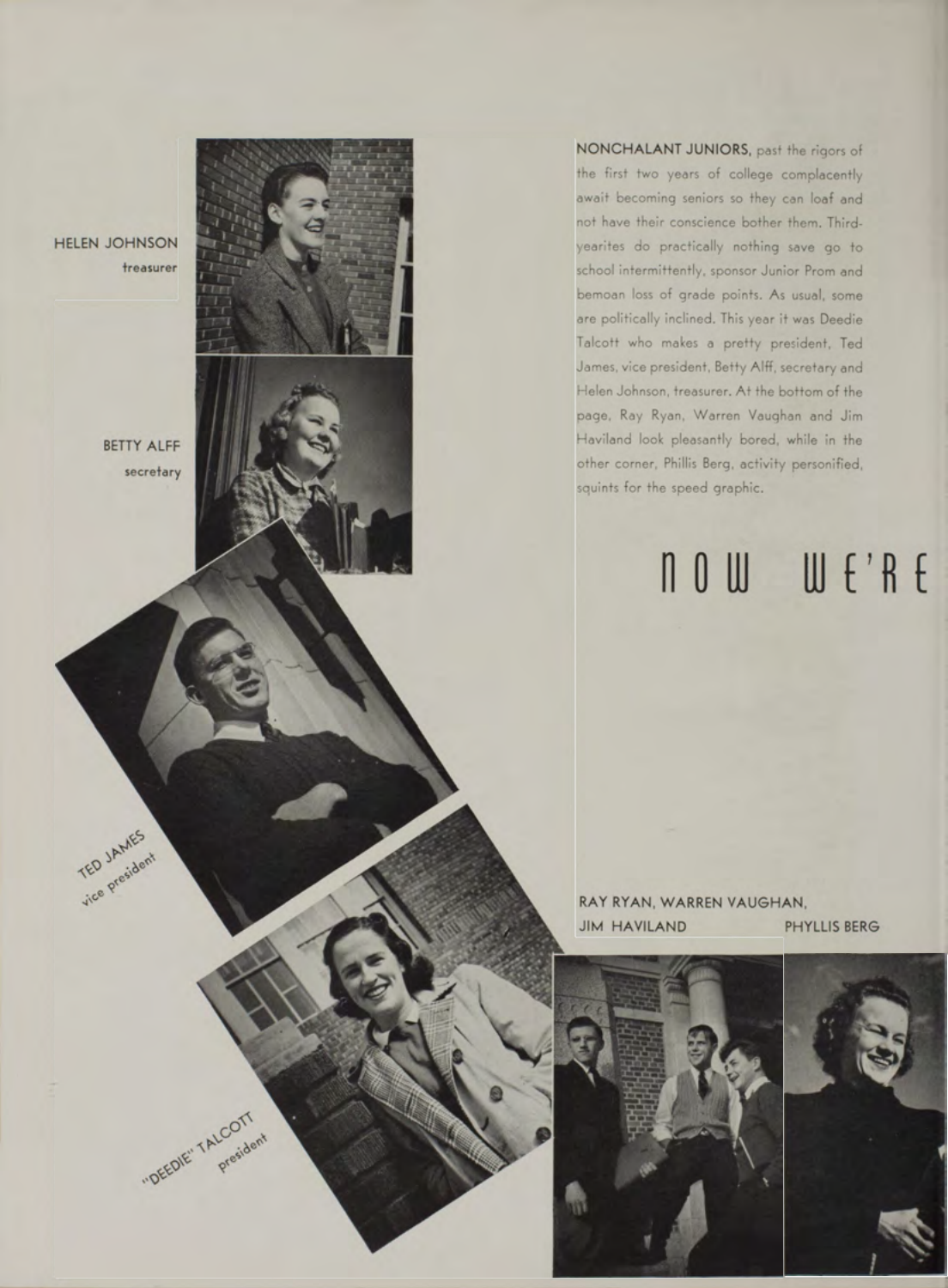HELEN JOHNSON
treasurer

BETTY ALFF
secretary

TED JAMES
vice president

"DEEDIE" TALCOTT
president

**NONCHALANT JUNIORS,** past the rigors of the first two years of college complacently await becoming seniors so they can loaf and not have their conscience bother them. Third-yearites do practically nothing save go to school intermittently, sponsor Junior Prom and bemoan loss of grade points. As usual, some are politically inclined. This year it was Deedie Talcott who makes a pretty president, Ted James, vice president, Betty Alff, secretary and Helen Johnson, treasurer. At the bottom of the page, Ray Ryan, Warren Vaughan and Jim Haviland look pleasantly bored, while in the other corner, Phillis Berg, activity personified, squints for the speed graphic.

# NOW WE'RE

RAY RYAN, WARREN VAUGHAN, JIM HAVILAND

PHYLLIS BERG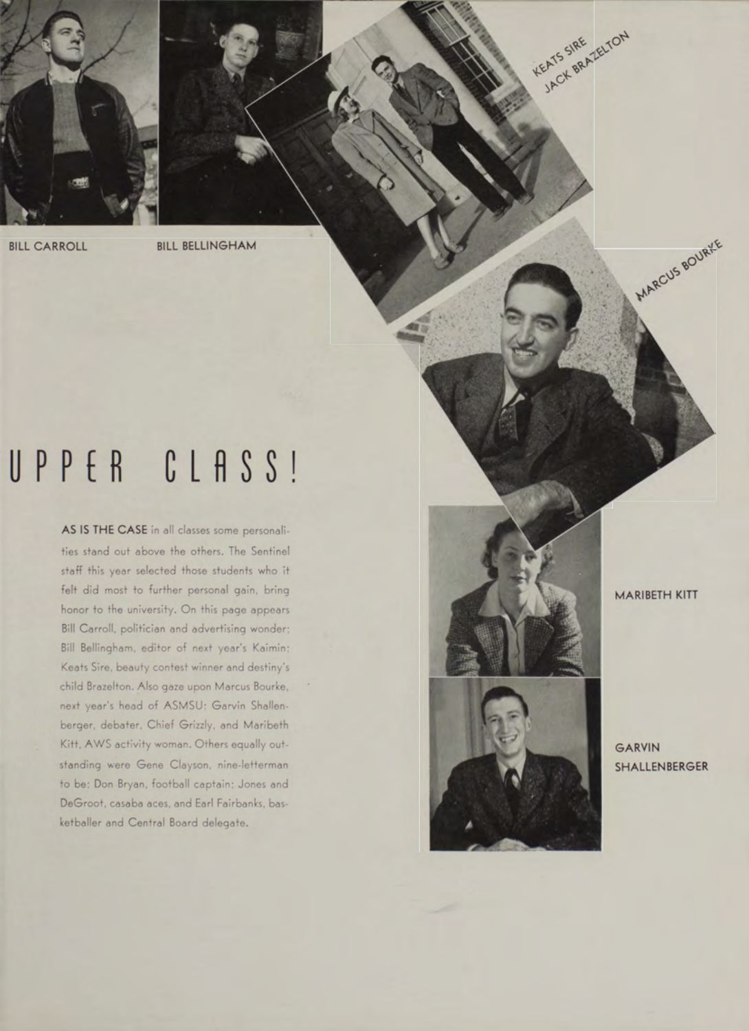BILL CARROLL

BILL BELLINGHAM

KEATS SIRE
JACK BRAZELTON

MARCUS BOURKE

# UPPER CLASS!

**AS IS THE CASE** in all classes some personalities stand out above the others. The Sentinel staff this year selected those students who it felt did most to further personal gain, bring honor to the university. On this page appears Bill Carroll, politician and advertising wonder; Bill Bellingham, editor of next year's Kaimin; Keats Sire, beauty contest winner and destiny's child Brazelton. Also gaze upon Marcus Bourke, next year's head of ASMSU; Garvin Shallenberger, debater, Chief Grizzly, and Maribeth Kitt, AWS activity woman. Others equally outstanding were Gene Clayson, nine-letterman to be; Don Bryan, football captain; Jones and DeGroot, casaba aces, and Earl Fairbanks, basketballer and Central Board delegate.

MARIBETH KITT

GARVIN SHALLENBERGER